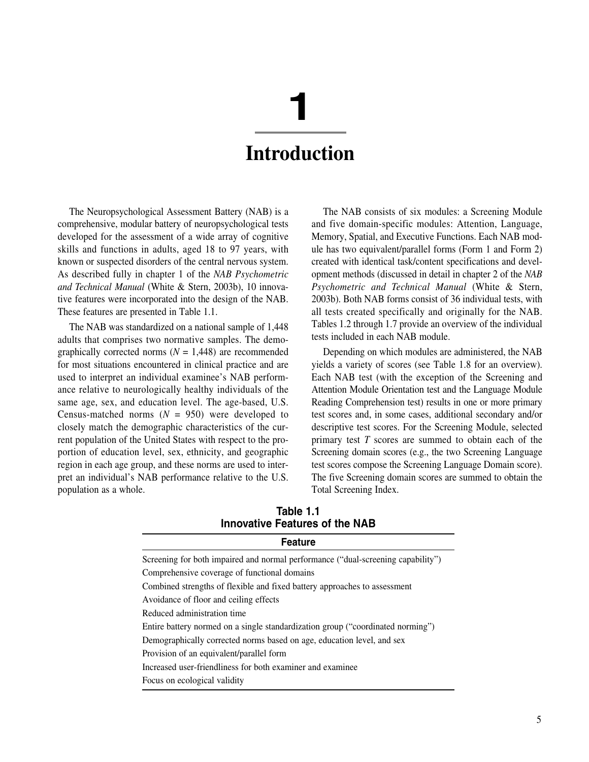# 1

# Introduction

The Neuropsychological Assessment Battery (NAB) is a comprehensive, modular battery of neuropsychological tests developed for the assessment of a wide array of cognitive skills and functions in adults, aged 18 to 97 years, with known or suspected disorders of the central nervous system. As described fully in chapter 1 of the *NAB Psychometric and Technical Manual* (White & Stern, 2003b), 10 innovative features were incorporated into the design of the NAB. These features are presented in Table 1.1.

The NAB was standardized on a national sample of 1,448 adults that comprises two normative samples. The demographically corrected norms ($N$ = 1,448) are recommended for most situations encountered in clinical practice and are used to interpret an individual examinee's NAB performance relative to neurologically healthy individuals of the same age, sex, and education level. The age-based, U.S. Census-matched norms ($N$ = 950) were developed to closely match the demographic characteristics of the current population of the United States with respect to the proportion of education level, sex, ethnicity, and geographic region in each age group, and these norms are used to interpret an individual's NAB performance relative to the U.S. population as a whole.

The NAB consists of six modules: a Screening Module and five domain-specific modules: Attention, Language, Memory, Spatial, and Executive Functions. Each NAB module has two equivalent/parallel forms (Form 1 and Form 2) created with identical task/content specifications and development methods (discussed in detail in chapter 2 of the *NAB Psychometric and Technical Manual* (White & Stern, 2003b). Both NAB forms consist of 36 individual tests, with all tests created specifically and originally for the NAB. Tables 1.2 through 1.7 provide an overview of the individual tests included in each NAB module.

Depending on which modules are administered, the NAB yields a variety of scores (see Table 1.8 for an overview). Each NAB test (with the exception of the Screening and Attention Module Orientation test and the Language Module Reading Comprehension test) results in one or more primary test scores and, in some cases, additional secondary and/or descriptive test scores. For the Screening Module, selected primary test $T$ scores are summed to obtain each of the Screening domain scores (e.g., the two Screening Language test scores compose the Screening Language Domain score). The five Screening domain scores are summed to obtain the Total Screening Index.

**Table 1.1**
**Innovative Features of the NAB**

| Feature |
|---|
| Screening for both impaired and normal performance ("dual-screening capability") |
| Comprehensive coverage of functional domains |
| Combined strengths of flexible and fixed battery approaches to assessment |
| Avoidance of floor and ceiling effects |
| Reduced administration time |
| Entire battery normed on a single standardization group ("coordinated norming") |
| Demographically corrected norms based on age, education level, and sex |
| Provision of an equivalent/parallel form |
| Increased user-friendliness for both examiner and examinee |
| Focus on ecological validity |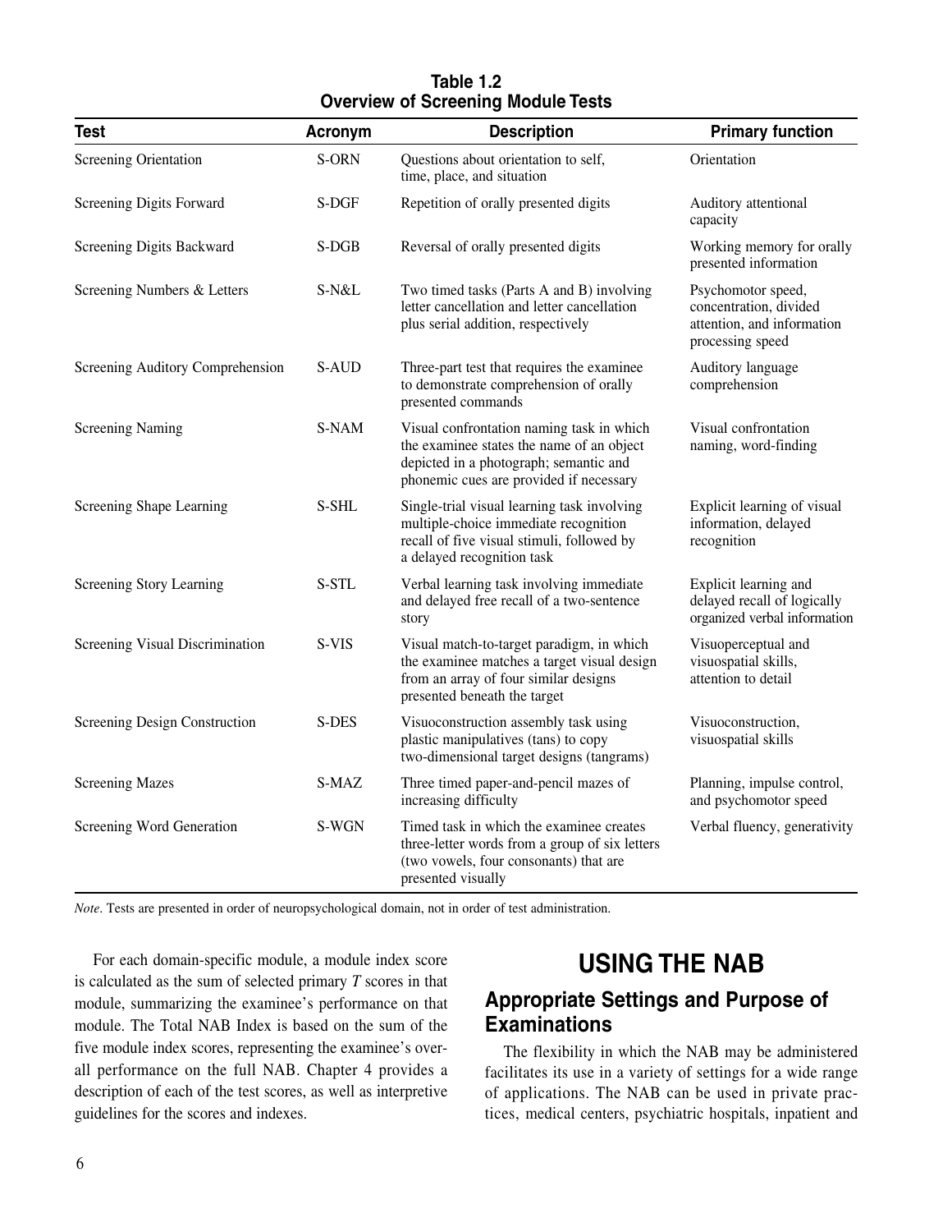**Table 1.2**
**Overview of Screening Module Tests**

| Test | Acronym | Description | Primary function |
| --- | --- | --- | --- |
| Screening Orientation | S-ORN | Questions about orientation to self, time, place, and situation | Orientation |
| Screening Digits Forward | S-DGF | Repetition of orally presented digits | Auditory attentional capacity |
| Screening Digits Backward | S-DGB | Reversal of orally presented digits | Working memory for orally presented information |
| Screening Numbers & Letters | S-N&L | Two timed tasks (Parts A and B) involving letter cancellation and letter cancellation plus serial addition, respectively | Psychomotor speed, concentration, divided attention, and information processing speed |
| Screening Auditory Comprehension | S-AUD | Three-part test that requires the examinee to demonstrate comprehension of orally presented commands | Auditory language comprehension |
| Screening Naming | S-NAM | Visual confrontation naming task in which the examinee states the name of an object depicted in a photograph; semantic and phonemic cues are provided if necessary | Visual confrontation naming, word-finding |
| Screening Shape Learning | S-SHL | Single-trial visual learning task involving multiple-choice immediate recognition recall of five visual stimuli, followed by a delayed recognition task | Explicit learning of visual information, delayed recognition |
| Screening Story Learning | S-STL | Verbal learning task involving immediate and delayed free recall of a two-sentence story | Explicit learning and delayed recall of logically organized verbal information |
| Screening Visual Discrimination | S-VIS | Visual match-to-target paradigm, in which the examinee matches a target visual design from an array of four similar designs presented beneath the target | Visuoperceptual and visuospatial skills, attention to detail |
| Screening Design Construction | S-DES | Visuoconstruction assembly task using plastic manipulatives (tans) to copy two-dimensional target designs (tangrams) | Visuoconstruction, visuospatial skills |
| Screening Mazes | S-MAZ | Three timed paper-and-pencil mazes of increasing difficulty | Planning, impulse control, and psychomotor speed |
| Screening Word Generation | S-WGN | Timed task in which the examinee creates three-letter words from a group of six letters (two vowels, four consonants) that are presented visually | Verbal fluency, generativity |

*Note*. Tests are presented in order of neuropsychological domain, not in order of test administration.

For each domain-specific module, a module index score is calculated as the sum of selected primary *T* scores in that module, summarizing the examinee's performance on that module. The Total NAB Index is based on the sum of the five module index scores, representing the examinee's overall performance on the full NAB. Chapter 4 provides a description of each of the test scores, as well as interpretive guidelines for the scores and indexes.

# USING THE NAB

## Appropriate Settings and Purpose of Examinations

The flexibility in which the NAB may be administered facilitates its use in a variety of settings for a wide range of applications. The NAB can be used in private practices, medical centers, psychiatric hospitals, inpatient and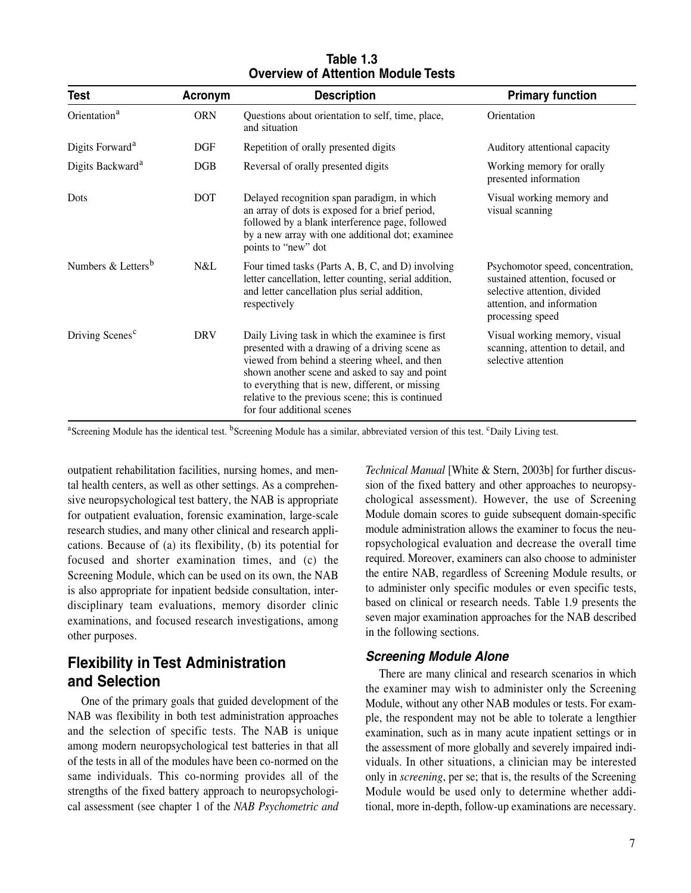**Table 1.3**
**Overview of Attention Module Tests**

| Test | Acronym | Description | Primary function |
| --- | --- | --- | --- |
| Orientation[a] | ORN | Questions about orientation to self, time, place, and situation | Orientation |
| Digits Forward[a] | DGF | Repetition of orally presented digits | Auditory attentional capacity |
| Digits Backward[a] | DGB | Reversal of orally presented digits | Working memory for orally presented information |
| Dots | DOT | Delayed recognition span paradigm, in which an array of dots is exposed for a brief period, followed by a blank interference page, followed by a new array with one additional dot; examinee points to "new" dot | Visual working memory and visual scanning |
| Numbers & Letters[b] | N&L | Four timed tasks (Parts A, B, C, and D) involving letter cancellation, letter counting, serial addition, and letter cancellation plus serial addition, respectively | Psychomotor speed, concentration, sustained attention, focused or selective attention, divided attention, and information processing speed |
| Driving Scenes[c] | DRV | Daily Living task in which the examinee is first presented with a drawing of a driving scene as viewed from behind a steering wheel, and then shown another scene and asked to say and point to everything that is new, different, or missing relative to the previous scene; this is continued for four additional scenes | Visual working memory, visual scanning, attention to detail, and selective attention |

[a]Screening Module has the identical test. [b]Screening Module has a similar, abbreviated version of this test. [c]Daily Living test.

outpatient rehabilitation facilities, nursing homes, and mental health centers, as well as other settings. As a comprehensive neuropsychological test battery, the NAB is appropriate for outpatient evaluation, forensic examination, large-scale research studies, and many other clinical and research applications. Because of (a) its flexibility, (b) its potential for focused and shorter examination times, and (c) the Screening Module, which can be used on its own, the NAB is also appropriate for inpatient bedside consultation, interdisciplinary team evaluations, memory disorder clinic examinations, and focused research investigations, among other purposes.

## Flexibility in Test Administration and Selection

One of the primary goals that guided development of the NAB was flexibility in both test administration approaches and the selection of specific tests. The NAB is unique among modern neuropsychological test batteries in that all of the tests in all of the modules have been co-normed on the same individuals. This co-norming provides all of the strengths of the fixed battery approach to neuropsychological assessment (see chapter 1 of the *NAB Psychometric and Technical Manual* [White & Stern, 2003b] for further discussion of the fixed battery and other approaches to neuropsychological assessment). However, the use of Screening Module domain scores to guide subsequent domain-specific module administration allows the examiner to focus the neuropsychological evaluation and decrease the overall time required. Moreover, examiners can also choose to administer the entire NAB, regardless of Screening Module results, or to administer only specific modules or even specific tests, based on clinical or research needs. Table 1.9 presents the seven major examination approaches for the NAB described in the following sections.

### *Screening Module Alone*

There are many clinical and research scenarios in which the examiner may wish to administer only the Screening Module, without any other NAB modules or tests. For example, the respondent may not be able to tolerate a lengthier examination, such as in many acute inpatient settings or in the assessment of more globally and severely impaired individuals. In other situations, a clinician may be interested only in *screening*, per se; that is, the results of the Screening Module would be used only to determine whether additional, more in-depth, follow-up examinations are necessary.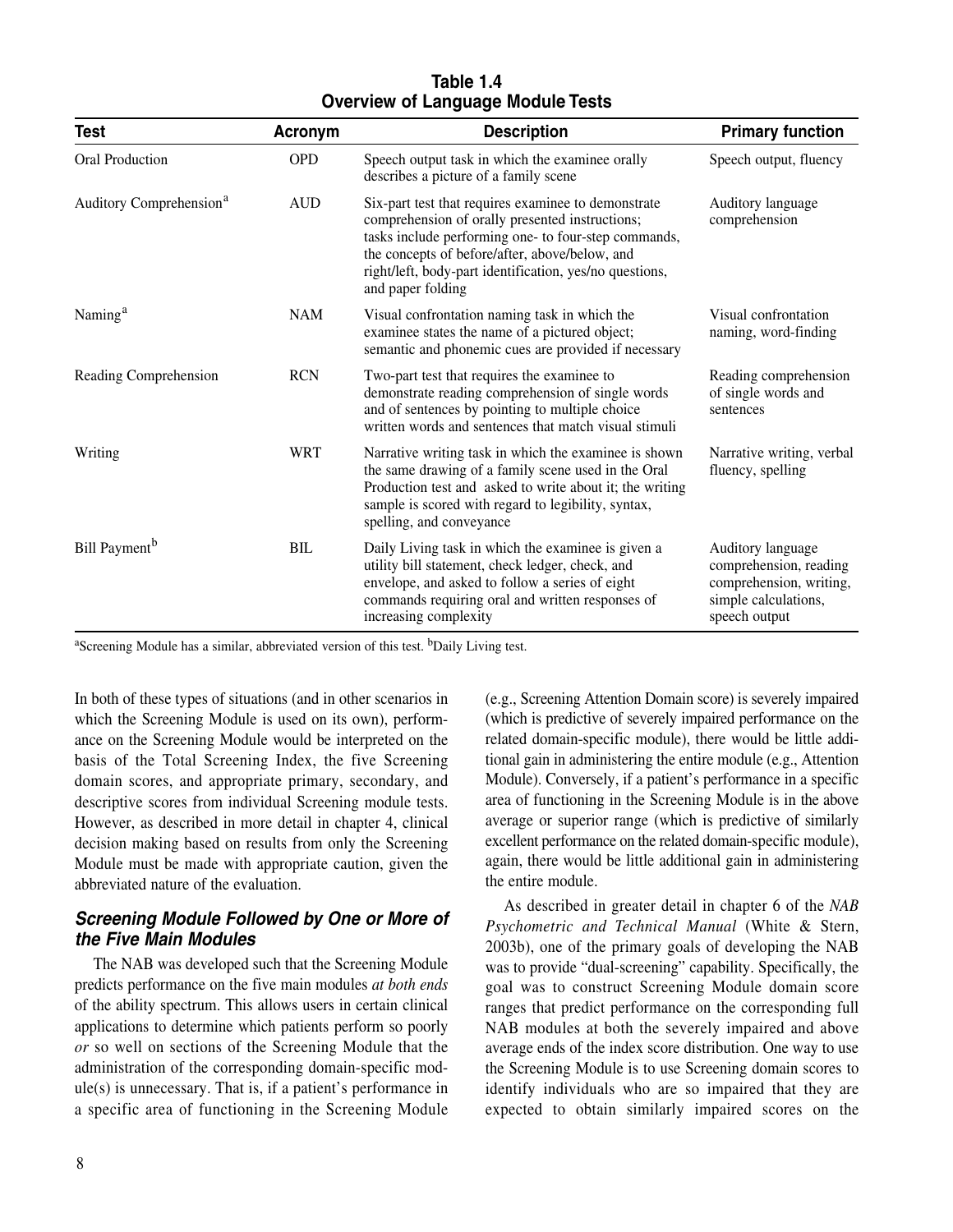**Table 1.4**
**Overview of Language Module Tests**

| Test | Acronym | Description | Primary function |
|---|---|---|---|
| Oral Production | OPD | Speech output task in which the examinee orally describes a picture of a family scene | Speech output, fluency |
| Auditory Comprehension[a] | AUD | Six-part test that requires examinee to demonstrate comprehension of orally presented instructions; tasks include performing one- to four-step commands, the concepts of before/after, above/below, and right/left, body-part identification, yes/no questions, and paper folding | Auditory language comprehension |
| Naming[a] | NAM | Visual confrontation naming task in which the examinee states the name of a pictured object; semantic and phonemic cues are provided if necessary | Visual confrontation naming, word-finding |
| Reading Comprehension | RCN | Two-part test that requires the examinee to demonstrate reading comprehension of single words and of sentences by pointing to multiple choice written words and sentences that match visual stimuli | Reading comprehension of single words and sentences |
| Writing | WRT | Narrative writing task in which the examinee is shown the same drawing of a family scene used in the Oral Production test and asked to write about it; the writing sample is scored with regard to legibility, syntax, spelling, and conveyance | Narrative writing, verbal fluency, spelling |
| Bill Payment[b] | BIL | Daily Living task in which the examinee is given a utility bill statement, check ledger, check, and envelope, and asked to follow a series of eight commands requiring oral and written responses of increasing complexity | Auditory language comprehension, reading comprehension, writing, simple calculations, speech output |

[a]Screening Module has a similar, abbreviated version of this test. [b]Daily Living test.

In both of these types of situations (and in other scenarios in which the Screening Module is used on its own), performance on the Screening Module would be interpreted on the basis of the Total Screening Index, the five Screening domain scores, and appropriate primary, secondary, and descriptive scores from individual Screening module tests. However, as described in more detail in chapter 4, clinical decision making based on results from only the Screening Module must be made with appropriate caution, given the abbreviated nature of the evaluation.

### *Screening Module Followed by One or More of the Five Main Modules*

The NAB was developed such that the Screening Module predicts performance on the five main modules *at both ends* of the ability spectrum. This allows users in certain clinical applications to determine which patients perform so poorly *or* so well on sections of the Screening Module that the administration of the corresponding domain-specific module(s) is unnecessary. That is, if a patient's performance in a specific area of functioning in the Screening Module (e.g., Screening Attention Domain score) is severely impaired (which is predictive of severely impaired performance on the related domain-specific module), there would be little additional gain in administering the entire module (e.g., Attention Module). Conversely, if a patient's performance in a specific area of functioning in the Screening Module is in the above average or superior range (which is predictive of similarly excellent performance on the related domain-specific module), again, there would be little additional gain in administering the entire module.

As described in greater detail in chapter 6 of the *NAB Psychometric and Technical Manual* (White & Stern, 2003b), one of the primary goals of developing the NAB was to provide "dual-screening" capability. Specifically, the goal was to construct Screening Module domain score ranges that predict performance on the corresponding full NAB modules at both the severely impaired and above average ends of the index score distribution. One way to use the Screening Module is to use Screening domain scores to identify individuals who are so impaired that they are expected to obtain similarly impaired scores on the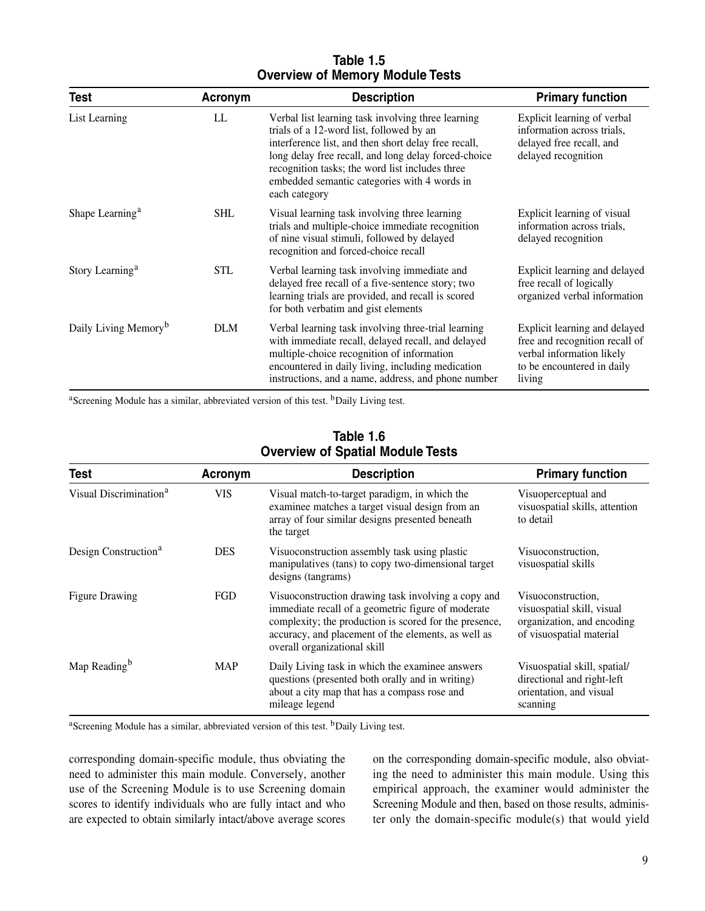**Table 1.5**
**Overview of Memory Module Tests**

| Test | Acronym | Description | Primary function |
|---|---|---|---|
| List Learning | LL | Verbal list learning task involving three learning trials of a 12-word list, followed by an interference list, and then short delay free recall, long delay free recall, and long delay forced-choice recognition tasks; the word list includes three embedded semantic categories with 4 words in each category | Explicit learning of verbal information across trials, delayed free recall, and delayed recognition |
| Shape Learning[a] | SHL | Visual learning task involving three learning trials and multiple-choice immediate recognition of nine visual stimuli, followed by delayed recognition and forced-choice recall | Explicit learning of visual information across trials, delayed recognition |
| Story Learning[a] | STL | Verbal learning task involving immediate and delayed free recall of a five-sentence story; two learning trials are provided, and recall is scored for both verbatim and gist elements | Explicit learning and delayed free recall of logically organized verbal information |
| Daily Living Memory[b] | DLM | Verbal learning task involving three-trial learning with immediate recall, delayed recall, and delayed multiple-choice recognition of information encountered in daily living, including medication instructions, and a name, address, and phone number | Explicit learning and delayed free and recognition recall of verbal information likely to be encountered in daily living |

[a]Screening Module has a similar, abbreviated version of this test. [b]Daily Living test.

**Table 1.6**
**Overview of Spatial Module Tests**

| Test | Acronym | Description | Primary function |
|---|---|---|---|
| Visual Discrimination[a] | VIS | Visual match-to-target paradigm, in which the examinee matches a target visual design from an array of four similar designs presented beneath the target | Visuoperceptual and visuospatial skills, attention to detail |
| Design Construction[a] | DES | Visuoconstruction assembly task using plastic manipulatives (tans) to copy two-dimensional target designs (tangrams) | Visuoconstruction, visuospatial skills |
| Figure Drawing | FGD | Visuoconstruction drawing task involving a copy and immediate recall of a geometric figure of moderate complexity; the production is scored for the presence, accuracy, and placement of the elements, as well as overall organizational skill | Visuoconstruction, visuospatial skill, visual organization, and encoding of visuospatial material |
| Map Reading[b] | MAP | Daily Living task in which the examinee answers questions (presented both orally and in writing) about a city map that has a compass rose and mileage legend | Visuospatial skill, spatial/directional and right-left orientation, and visual scanning |

[a]Screening Module has a similar, abbreviated version of this test. [b]Daily Living test.

corresponding domain-specific module, thus obviating the need to administer this main module. Conversely, another use of the Screening Module is to use Screening domain scores to identify individuals who are fully intact and who are expected to obtain similarly intact/above average scores on the corresponding domain-specific module, also obviating the need to administer this main module. Using this empirical approach, the examiner would administer the Screening Module and then, based on those results, administer only the domain-specific module(s) that would yield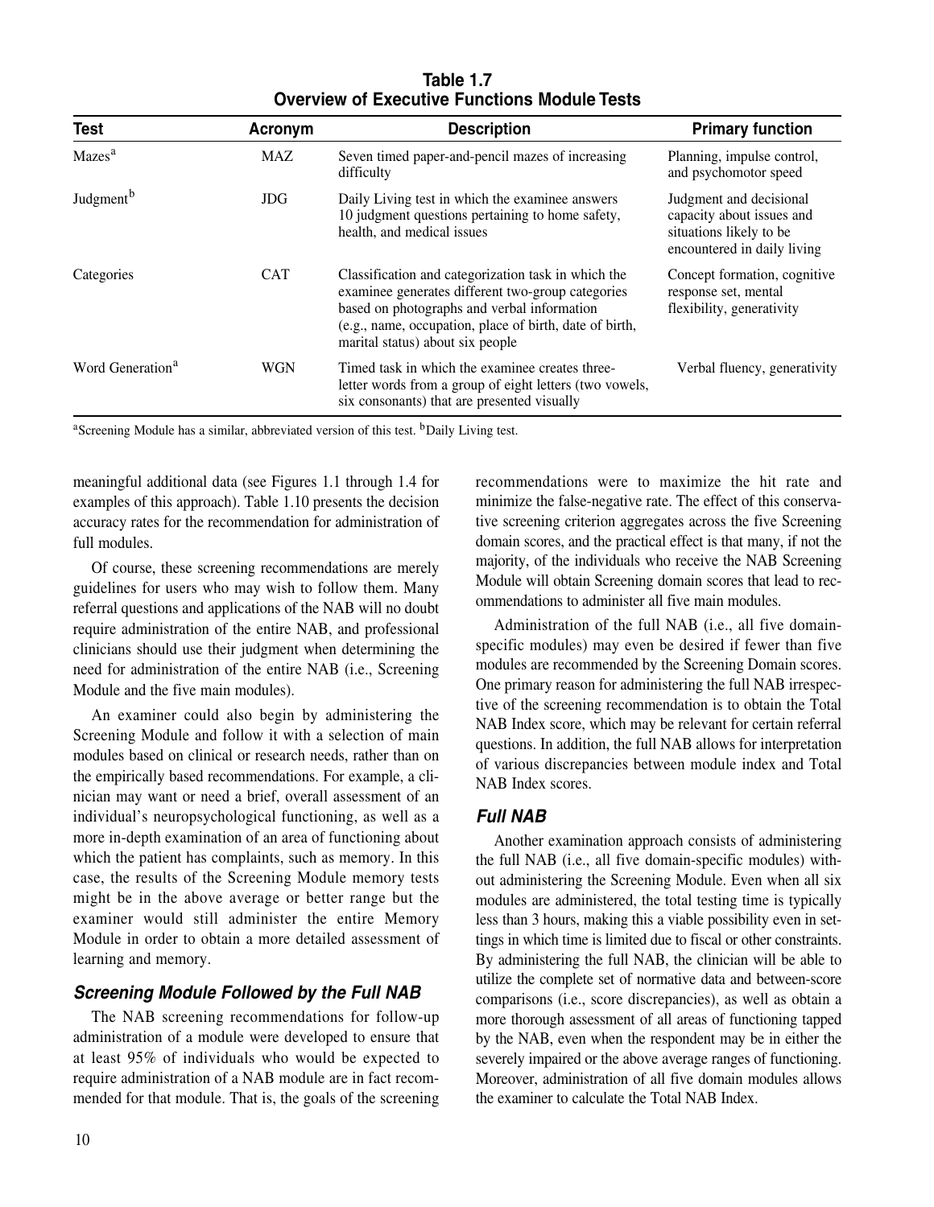**Table 1.7**
**Overview of Executive Functions Module Tests**

| Test | Acronym | Description | Primary function |
| --- | --- | --- | --- |
| Mazes[a] | MAZ | Seven timed paper-and-pencil mazes of increasing difficulty | Planning, impulse control, and psychomotor speed |
| Judgment[b] | JDG | Daily Living test in which the examinee answers 10 judgment questions pertaining to home safety, health, and medical issues | Judgment and decisional capacity about issues and situations likely to be encountered in daily living |
| Categories | CAT | Classification and categorization task in which the examinee generates different two-group categories based on photographs and verbal information (e.g., name, occupation, place of birth, date of birth, marital status) about six people | Concept formation, cognitive response set, mental flexibility, generativity |
| Word Generation[a] | WGN | Timed task in which the examinee creates three-letter words from a group of eight letters (two vowels, six consonants) that are presented visually | Verbal fluency, generativity |

[a]Screening Module has a similar, abbreviated version of this test. [b]Daily Living test.

meaningful additional data (see Figures 1.1 through 1.4 for examples of this approach). Table 1.10 presents the decision accuracy rates for the recommendation for administration of full modules.

Of course, these screening recommendations are merely guidelines for users who may wish to follow them. Many referral questions and applications of the NAB will no doubt require administration of the entire NAB, and professional clinicians should use their judgment when determining the need for administration of the entire NAB (i.e., Screening Module and the five main modules).

An examiner could also begin by administering the Screening Module and follow it with a selection of main modules based on clinical or research needs, rather than on the empirically based recommendations. For example, a clinician may want or need a brief, overall assessment of an individual's neuropsychological functioning, as well as a more in-depth examination of an area of functioning about which the patient has complaints, such as memory. In this case, the results of the Screening Module memory tests might be in the above average or better range but the examiner would still administer the entire Memory Module in order to obtain a more detailed assessment of learning and memory.

### *Screening Module Followed by the Full NAB*

The NAB screening recommendations for follow-up administration of a module were developed to ensure that at least 95% of individuals who would be expected to require administration of a NAB module are in fact recommended for that module. That is, the goals of the screening recommendations were to maximize the hit rate and minimize the false-negative rate. The effect of this conservative screening criterion aggregates across the five Screening domain scores, and the practical effect is that many, if not the majority, of the individuals who receive the NAB Screening Module will obtain Screening domain scores that lead to recommendations to administer all five main modules.

Administration of the full NAB (i.e., all five domain-specific modules) may even be desired if fewer than five modules are recommended by the Screening Domain scores. One primary reason for administering the full NAB irrespective of the screening recommendation is to obtain the Total NAB Index score, which may be relevant for certain referral questions. In addition, the full NAB allows for interpretation of various discrepancies between module index and Total NAB Index scores.

### *Full NAB*

Another examination approach consists of administering the full NAB (i.e., all five domain-specific modules) without administering the Screening Module. Even when all six modules are administered, the total testing time is typically less than 3 hours, making this a viable possibility even in settings in which time is limited due to fiscal or other constraints. By administering the full NAB, the clinician will be able to utilize the complete set of normative data and between-score comparisons (i.e., score discrepancies), as well as obtain a more thorough assessment of all areas of functioning tapped by the NAB, even when the respondent may be in either the severely impaired or the above average ranges of functioning. Moreover, administration of all five domain modules allows the examiner to calculate the Total NAB Index.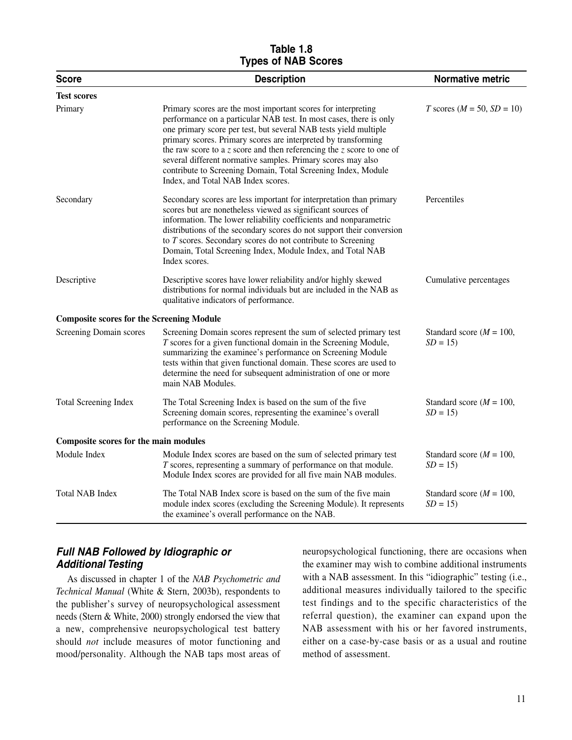**Table 1.8**
**Types of NAB Scores**

| Score | Description | Normative metric |
|---|---|---|
| **Test scores** | | |
| Primary | Primary scores are the most important scores for interpreting performance on a particular NAB test. In most cases, there is only one primary score per test, but several NAB tests yield multiple primary scores. Primary scores are interpreted by transforming the raw score to a $z$ score and then referencing the $z$ score to one of several different normative samples. Primary scores may also contribute to Screening Domain, Total Screening Index, Module Index, and Total NAB Index scores. | $T$ scores ($M$ = 50, $SD$ = 10) |
| Secondary | Secondary scores are less important for interpretation than primary scores but are nonetheless viewed as significant sources of information. The lower reliability coefficients and nonparametric distributions of the secondary scores do not support their conversion to $T$ scores. Secondary scores do not contribute to Screening Domain, Total Screening Index, Module Index, and Total NAB Index scores. | Percentiles |
| Descriptive | Descriptive scores have lower reliability and/or highly skewed distributions for normal individuals but are included in the NAB as qualitative indicators of performance. | Cumulative percentages |
| **Composite scores for the Screening Module** | | |
| Screening Domain scores | Screening Domain scores represent the sum of selected primary test $T$ scores for a given functional domain in the Screening Module, summarizing the examinee's performance on Screening Module tests within that given functional domain. These scores are used to determine the need for subsequent administration of one or more main NAB Modules. | Standard score ($M$ = 100, $SD$ = 15) |
| Total Screening Index | The Total Screening Index is based on the sum of the five Screening domain scores, representing the examinee's overall performance on the Screening Module. | Standard score ($M$ = 100, $SD$ = 15) |
| **Composite scores for the main modules** | | |
| Module Index | Module Index scores are based on the sum of selected primary test $T$ scores, representing a summary of performance on that module. Module Index scores are provided for all five main NAB modules. | Standard score ($M$ = 100, $SD$ = 15) |
| Total NAB Index | The Total NAB Index score is based on the sum of the five main module index scores (excluding the Screening Module). It represents the examinee's overall performance on the NAB. | Standard score ($M$ = 100, $SD$ = 15) |

### *Full NAB Followed by Idiographic or Additional Testing*

As discussed in chapter 1 of the *NAB Psychometric and Technical Manual* (White & Stern, 2003b), respondents to the publisher's survey of neuropsychological assessment needs (Stern & White, 2000) strongly endorsed the view that a new, comprehensive neuropsychological test battery should *not* include measures of motor functioning and mood/personality. Although the NAB taps most areas of neuropsychological functioning, there are occasions when the examiner may wish to combine additional instruments with a NAB assessment. In this "idiographic" testing (i.e., additional measures individually tailored to the specific test findings and to the specific characteristics of the referral question), the examiner can expand upon the NAB assessment with his or her favored instruments, either on a case-by-case basis or as a usual and routine method of assessment.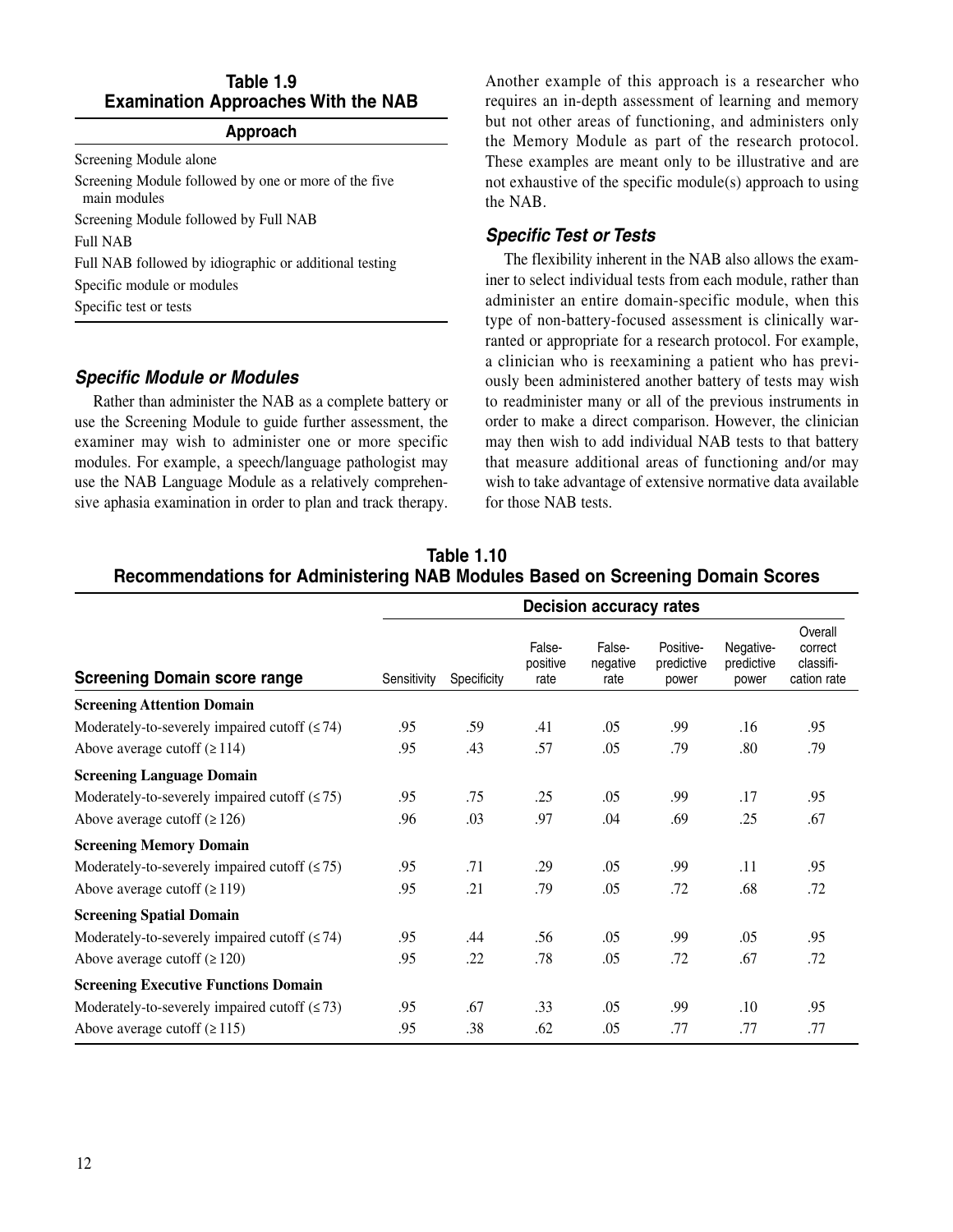**Table 1.9**
**Examination Approaches With the NAB**

| Approach |
|---|
| Screening Module alone |
| Screening Module followed by one or more of the five main modules |
| Screening Module followed by Full NAB |
| Full NAB |
| Full NAB followed by idiographic or additional testing |
| Specific module or modules |
| Specific test or tests |

### *Specific Module or Modules*

Rather than administer the NAB as a complete battery or use the Screening Module to guide further assessment, the examiner may wish to administer one or more specific modules. For example, a speech/language pathologist may use the NAB Language Module as a relatively comprehensive aphasia examination in order to plan and track therapy. Another example of this approach is a researcher who requires an in-depth assessment of learning and memory but not other areas of functioning, and administers only the Memory Module as part of the research protocol. These examples are meant only to be illustrative and are not exhaustive of the specific module(s) approach to using the NAB.

### *Specific Test or Tests*

The flexibility inherent in the NAB also allows the examiner to select individual tests from each module, rather than administer an entire domain-specific module, when this type of non-battery-focused assessment is clinically warranted or appropriate for a research protocol. For example, a clinician who is reexamining a patient who has previously been administered another battery of tests may wish to readminister many or all of the previous instruments in order to make a direct comparison. However, the clinician may then wish to add individual NAB tests to that battery that measure additional areas of functioning and/or may wish to take advantage of extensive normative data available for those NAB tests.

**Table 1.10**
**Recommendations for Administering NAB Modules Based on Screening Domain Scores**

| | Decision accuracy rates | | | | | | |
|---|---|---|---|---|---|---|---|
| **Screening Domain score range** | Sensitivity | Specificity | False-positive rate | False-negative rate | Positive-predictive power | Negative-predictive power | Overall correct classification rate |
| **Screening Attention Domain** | | | | | | | |
| Moderately-to-severely impaired cutoff (≤ 74) | .95 | .59 | .41 | .05 | .99 | .16 | .95 |
| Above average cutoff (≥ 114) | .95 | .43 | .57 | .05 | .79 | .80 | .79 |
| **Screening Language Domain** | | | | | | | |
| Moderately-to-severely impaired cutoff (≤ 75) | .95 | .75 | .25 | .05 | .99 | .17 | .95 |
| Above average cutoff (≥ 126) | .96 | .03 | .97 | .04 | .69 | .25 | .67 |
| **Screening Memory Domain** | | | | | | | |
| Moderately-to-severely impaired cutoff (≤ 75) | .95 | .71 | .29 | .05 | .99 | .11 | .95 |
| Above average cutoff (≥ 119) | .95 | .21 | .79 | .05 | .72 | .68 | .72 |
| **Screening Spatial Domain** | | | | | | | |
| Moderately-to-severely impaired cutoff (≤ 74) | .95 | .44 | .56 | .05 | .99 | .05 | .95 |
| Above average cutoff (≥ 120) | .95 | .22 | .78 | .05 | .72 | .67 | .72 |
| **Screening Executive Functions Domain** | | | | | | | |
| Moderately-to-severely impaired cutoff (≤ 73) | .95 | .67 | .33 | .05 | .99 | .10 | .95 |
| Above average cutoff (≥ 115) | .95 | .38 | .62 | .05 | .77 | .77 | .77 |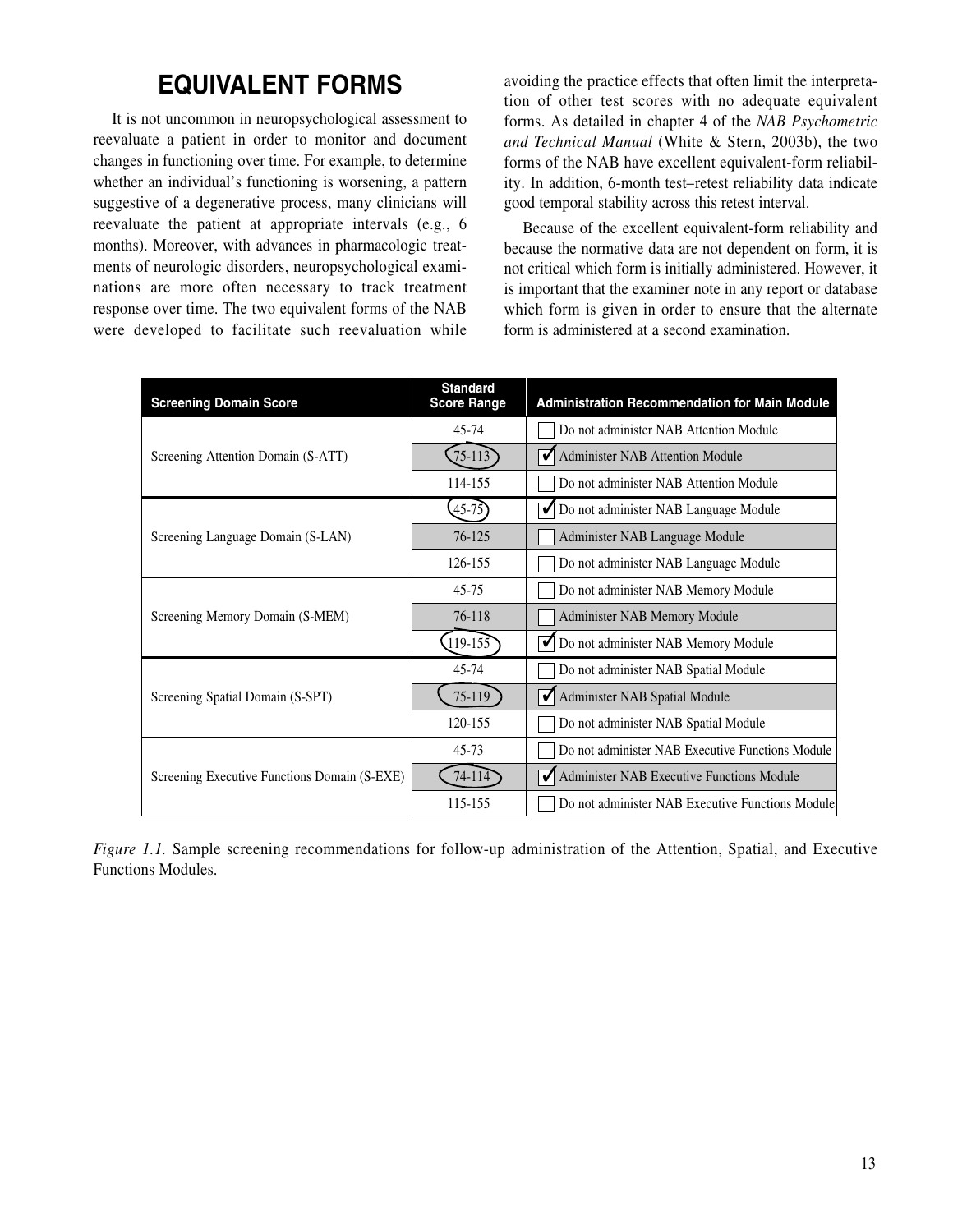# EQUIVALENT FORMS

It is not uncommon in neuropsychological assessment to reevaluate a patient in order to monitor and document changes in functioning over time. For example, to determine whether an individual's functioning is worsening, a pattern suggestive of a degenerative process, many clinicians will reevaluate the patient at appropriate intervals (e.g., 6 months). Moreover, with advances in pharmacologic treatments of neurologic disorders, neuropsychological examinations are more often necessary to track treatment response over time. The two equivalent forms of the NAB were developed to facilitate such reevaluation while avoiding the practice effects that often limit the interpretation of other test scores with no adequate equivalent forms. As detailed in chapter 4 of the *NAB Psychometric and Technical Manual* (White & Stern, 2003b), the two forms of the NAB have excellent equivalent-form reliability. In addition, 6-month test–retest reliability data indicate good temporal stability across this retest interval.

Because of the excellent equivalent-form reliability and because the normative data are not dependent on form, it is not critical which form is initially administered. However, it is important that the examiner note in any report or database which form is given in order to ensure that the alternate form is administered at a second examination.

| Screening Domain Score | Standard Score Range | Administration Recommendation for Main Module |
|---|---|---|
| Screening Attention Domain (S-ATT) | 45-74 | ☐ Do not administer NAB Attention Module |
| | (75-113) | ☑ Administer NAB Attention Module |
| | 114-155 | ☐ Do not administer NAB Attention Module |
| Screening Language Domain (S-LAN) | (45-75) | ☑ Do not administer NAB Language Module |
| | 76-125 | ☐ Administer NAB Language Module |
| | 126-155 | ☐ Do not administer NAB Language Module |
| Screening Memory Domain (S-MEM) | 45-75 | ☐ Do not administer NAB Memory Module |
| | 76-118 | ☐ Administer NAB Memory Module |
| | (119-155) | ☑ Do not administer NAB Memory Module |
| Screening Spatial Domain (S-SPT) | 45-74 | ☐ Do not administer NAB Spatial Module |
| | (75-119) | ☑ Administer NAB Spatial Module |
| | 120-155 | ☐ Do not administer NAB Spatial Module |
| Screening Executive Functions Domain (S-EXE) | 45-73 | ☐ Do not administer NAB Executive Functions Module |
| | (74-114) | ☑ Administer NAB Executive Functions Module |
| | 115-155 | ☐ Do not administer NAB Executive Functions Module |

*Figure 1.1.* Sample screening recommendations for follow-up administration of the Attention, Spatial, and Executive Functions Modules.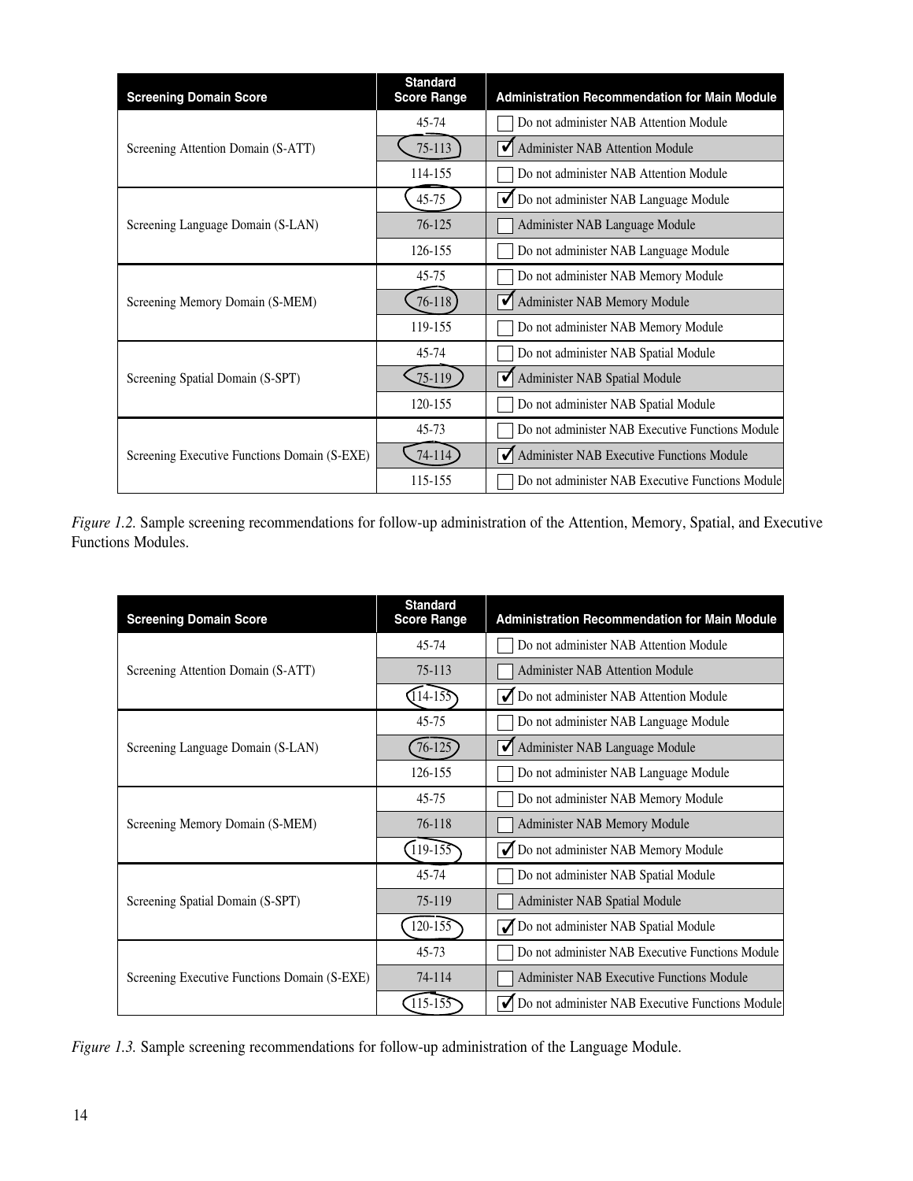| Screening Domain Score | Standard Score Range | Administration Recommendation for Main Module |
|---|---|---|
| Screening Attention Domain (S-ATT) | 45-74 | ☐ Do not administer NAB Attention Module |
| | (75-113) | ☑ Administer NAB Attention Module |
| | 114-155 | ☐ Do not administer NAB Attention Module |
| Screening Language Domain (S-LAN) | (45-75) | ☑ Do not administer NAB Language Module |
| | 76-125 | ☐ Administer NAB Language Module |
| | 126-155 | ☐ Do not administer NAB Language Module |
| Screening Memory Domain (S-MEM) | 45-75 | ☐ Do not administer NAB Memory Module |
| | (76-118) | ☑ Administer NAB Memory Module |
| | 119-155 | ☐ Do not administer NAB Memory Module |
| Screening Spatial Domain (S-SPT) | 45-74 | ☐ Do not administer NAB Spatial Module |
| | (75-119) | ☑ Administer NAB Spatial Module |
| | 120-155 | ☐ Do not administer NAB Spatial Module |
| Screening Executive Functions Domain (S-EXE) | 45-73 | ☐ Do not administer NAB Executive Functions Module |
| | (74-114) | ☑ Administer NAB Executive Functions Module |
| | 115-155 | ☐ Do not administer NAB Executive Functions Module |

*Figure 1.2.* Sample screening recommendations for follow-up administration of the Attention, Memory, Spatial, and Executive Functions Modules.

| Screening Domain Score | Standard Score Range | Administration Recommendation for Main Module |
|---|---|---|
| Screening Attention Domain (S-ATT) | 45-74 | ☐ Do not administer NAB Attention Module |
| | 75-113 | ☐ Administer NAB Attention Module |
| | (114-155) | ☑ Do not administer NAB Attention Module |
| Screening Language Domain (S-LAN) | 45-75 | ☐ Do not administer NAB Language Module |
| | (76-125) | ☑ Administer NAB Language Module |
| | 126-155 | ☐ Do not administer NAB Language Module |
| Screening Memory Domain (S-MEM) | 45-75 | ☐ Do not administer NAB Memory Module |
| | 76-118 | ☐ Administer NAB Memory Module |
| | (119-155) | ☑ Do not administer NAB Memory Module |
| Screening Spatial Domain (S-SPT) | 45-74 | ☐ Do not administer NAB Spatial Module |
| | 75-119 | ☐ Administer NAB Spatial Module |
| | (120-155) | ☑ Do not administer NAB Spatial Module |
| Screening Executive Functions Domain (S-EXE) | 45-73 | ☐ Do not administer NAB Executive Functions Module |
| | 74-114 | ☐ Administer NAB Executive Functions Module |
| | (115-155) | ☑ Do not administer NAB Executive Functions Module |

*Figure 1.3.* Sample screening recommendations for follow-up administration of the Language Module.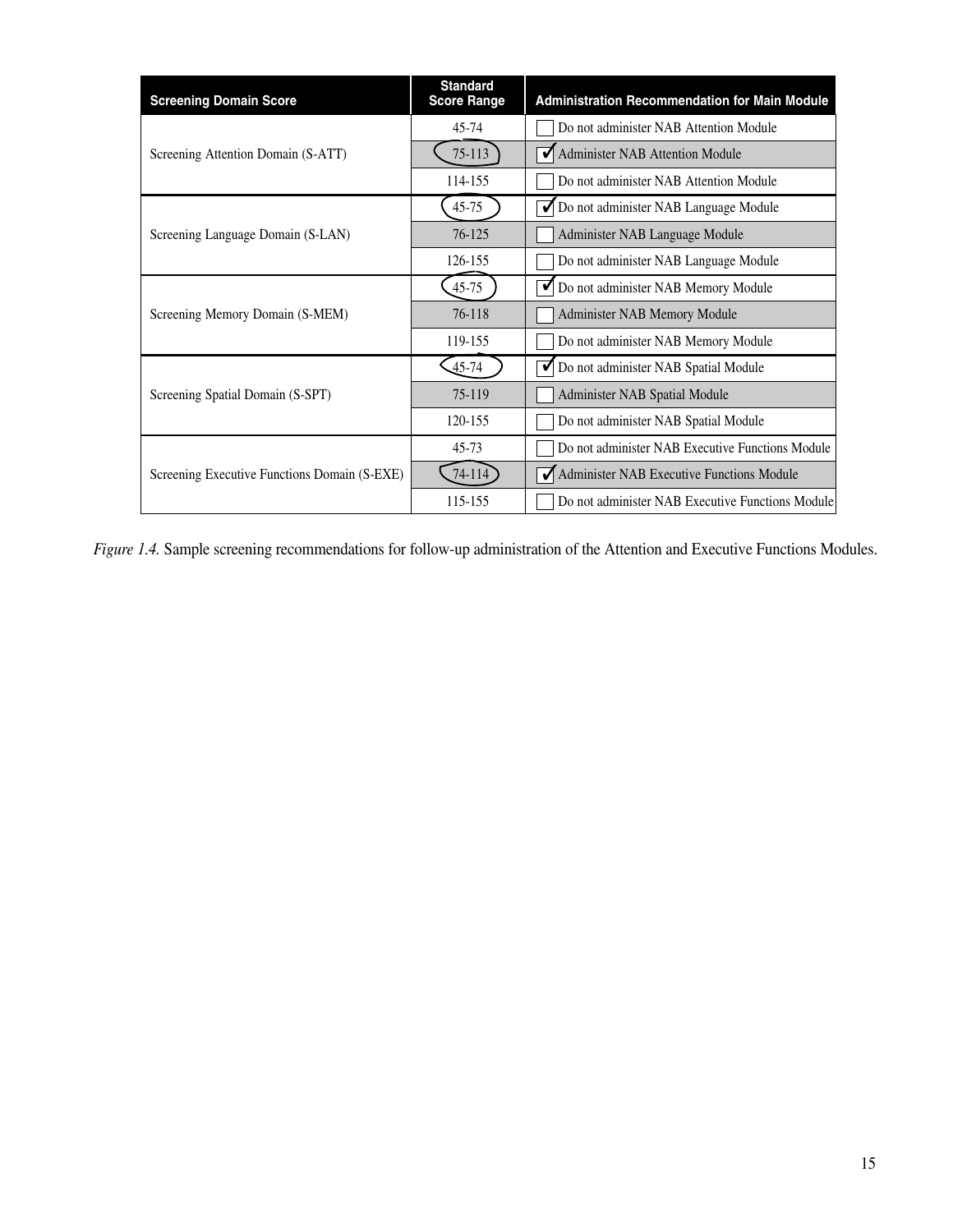| Screening Domain Score | Standard Score Range | Administration Recommendation for Main Module |
|---|---|---|
| Screening Attention Domain (S-ATT) | 45-74 | ☐ Do not administer NAB Attention Module |
| | (75-113) | ☑ Administer NAB Attention Module |
| | 114-155 | ☐ Do not administer NAB Attention Module |
| Screening Language Domain (S-LAN) | (45-75) | ☑ Do not administer NAB Language Module |
| | 76-125 | ☐ Administer NAB Language Module |
| | 126-155 | ☐ Do not administer NAB Language Module |
| Screening Memory Domain (S-MEM) | (45-75) | ☑ Do not administer NAB Memory Module |
| | 76-118 | ☐ Administer NAB Memory Module |
| | 119-155 | ☐ Do not administer NAB Memory Module |
| Screening Spatial Domain (S-SPT) | (45-74) | ☑ Do not administer NAB Spatial Module |
| | 75-119 | ☐ Administer NAB Spatial Module |
| | 120-155 | ☐ Do not administer NAB Spatial Module |
| Screening Executive Functions Domain (S-EXE) | 45-73 | ☐ Do not administer NAB Executive Functions Module |
| | (74-114) | ☑ Administer NAB Executive Functions Module |
| | 115-155 | ☐ Do not administer NAB Executive Functions Module |

*Figure 1.4.* Sample screening recommendations for follow-up administration of the Attention and Executive Functions Modules.